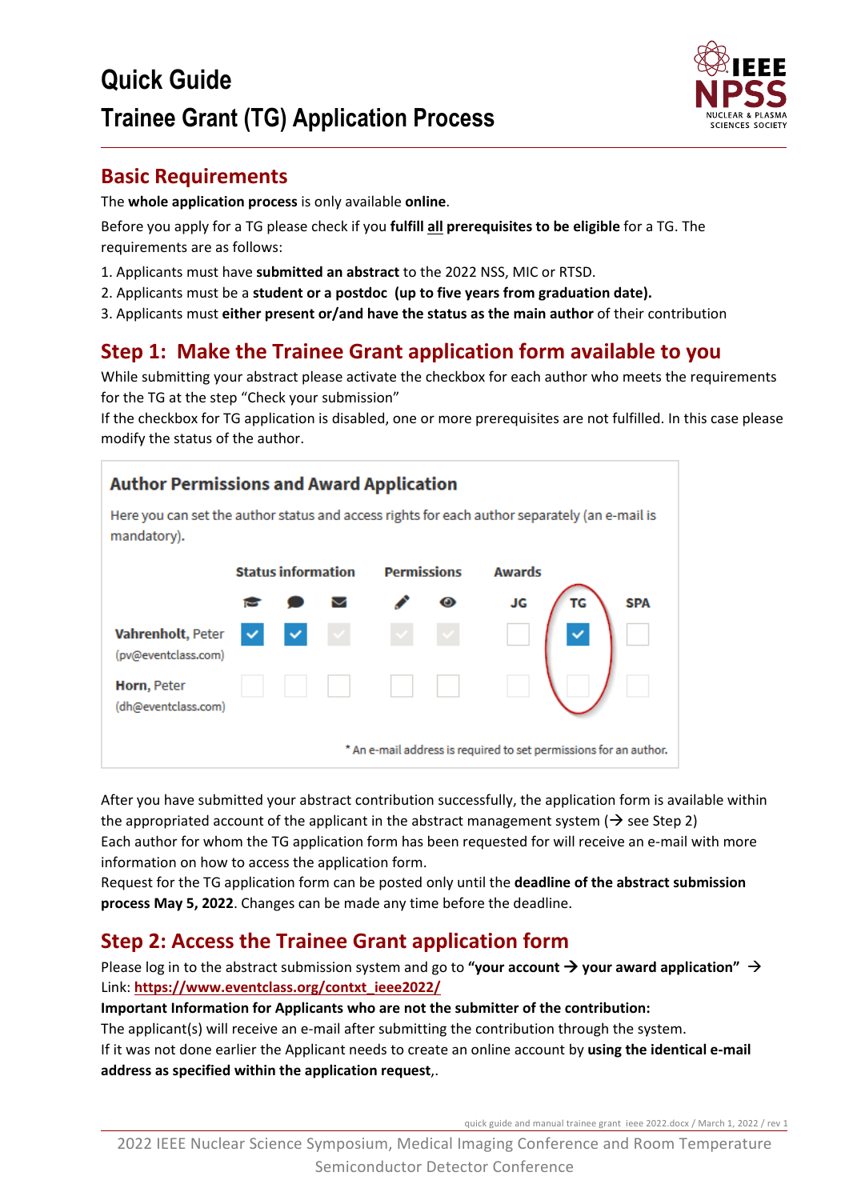# Quick Guide

# Trainee Grant (TG) Application Process

IEEE NPSS NUCLEAR & PLASMA SCIENCES SOCIETY

## Basic Requirements

The **whole application process** is only available **online**.

Before you apply for a TG please check if you **fulfill <u>all</u> prerequisites to be eligible** for a TG. The requirements are as follows:

1. Applicants must have **submitted an abstract** to the 2022 NSS, MIC or RTSD.
2. Applicants must be a **student or a postdoc (up to five years from graduation date).**
3. Applicants must **either present or/and have the status as the main author** of their contribution

## Step 1: Make the Trainee Grant application form available to you

While submitting your abstract please activate the checkbox for each author who meets the requirements for the TG at the step "Check your submission"

If the checkbox for TG application is disabled, one or more prerequisites are not fulfilled. In this case please modify the status of the author.

**Author Permissions and Award Application**

Here you can set the author status and access rights for each author separately (an e-mail is mandatory).

| | Status information | | | Permissions | | Awards | | |
|---|---|---|---|---|---|---|---|---|
| | | | | | | JG | TG | SPA |
| **Vahrenholt**, Peter (pv@eventclass.com) | ☑ | ☑ | ☑ | ☑ | ☑ | ☐ | ☑ | ☐ |
| **Horn**, Peter (dh@eventclass.com) | ☐ | ☐ | ☐ | ☐ | ☐ | ☐ | ☐ | ☐ |

\* An e-mail address is required to set permissions for an author.

After you have submitted your abstract contribution successfully, the application form is available within the appropriated account of the applicant in the abstract management system (→ see Step 2)

Each author for whom the TG application form has been requested for will receive an e-mail with more information on how to access the application form.

Request for the TG application form can be posted only until the **deadline of the abstract submission process May 5, 2022**. Changes can be made any time before the deadline.

## Step 2: Access the Trainee Grant application form

Please log in to the abstract submission system and go to **"your account → your award application"** →

Link: **https://www.eventclass.org/contxt_ieee2022/**

**Important Information for Applicants who are not the submitter of the contribution:**

The applicant(s) will receive an e-mail after submitting the contribution through the system.

If it was not done earlier the Applicant needs to create an online account by **using the identical e-mail address as specified within the application request**,.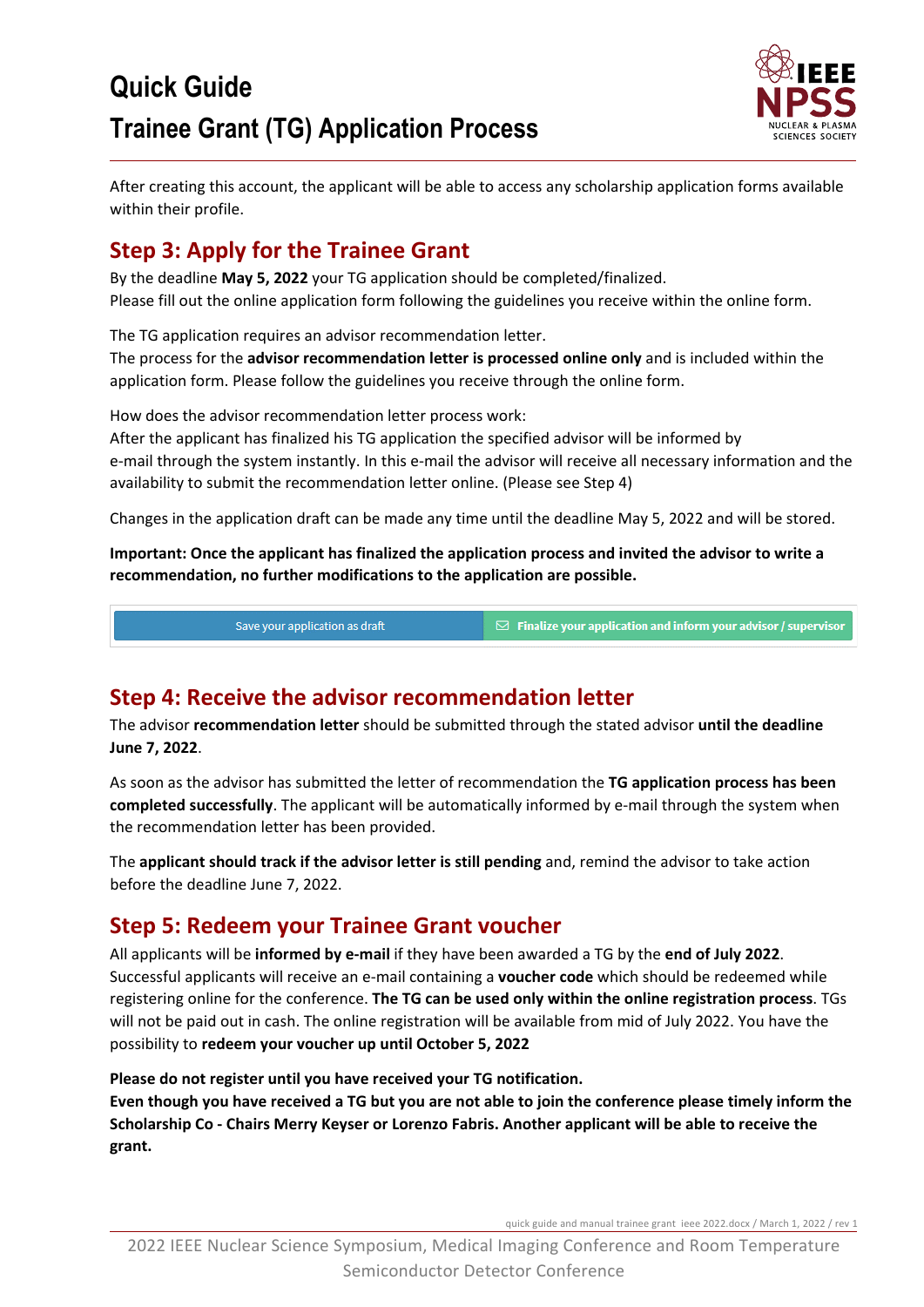After creating this account, the applicant will be able to access any scholarship application forms available within their profile.

## Step 3: Apply for the Trainee Grant

By the deadline **May 5, 2022** your TG application should be completed/finalized.
Please fill out the online application form following the guidelines you receive within the online form.

The TG application requires an advisor recommendation letter.
The process for the **advisor recommendation letter is processed online only** and is included within the application form. Please follow the guidelines you receive through the online form.

How does the advisor recommendation letter process work:
After the applicant has finalized his TG application the specified advisor will be informed by e-mail through the system instantly. In this e-mail the advisor will receive all necessary information and the availability to submit the recommendation letter online. (Please see Step 4)

Changes in the application draft can be made any time until the deadline May 5, 2022 and will be stored.

**Important: Once the applicant has finalized the application process and invited the advisor to write a recommendation, no further modifications to the application are possible.**

Save your application as draft | Finalize your application and inform your advisor / supervisor

## Step 4: Receive the advisor recommendation letter

The advisor **recommendation letter** should be submitted through the stated advisor **until the deadline June 7, 2022**.

As soon as the advisor has submitted the letter of recommendation the **TG application process has been completed successfully**. The applicant will be automatically informed by e-mail through the system when the recommendation letter has been provided.

The **applicant should track if the advisor letter is still pending** and, remind the advisor to take action before the deadline June 7, 2022.

## Step 5: Redeem your Trainee Grant voucher

All applicants will be **informed by e-mail** if they have been awarded a TG by the **end of July 2022**. Successful applicants will receive an e-mail containing a **voucher code** which should be redeemed while registering online for the conference. **The TG can be used only within the online registration process**. TGs will not be paid out in cash. The online registration will be available from mid of July 2022. You have the possibility to **redeem your voucher up until October 5, 2022**

**Please do not register until you have received your TG notification.**
**Even though you have received a TG but you are not able to join the conference please timely inform the Scholarship Co - Chairs Merry Keyser or Lorenzo Fabris. Another applicant will be able to receive the grant.**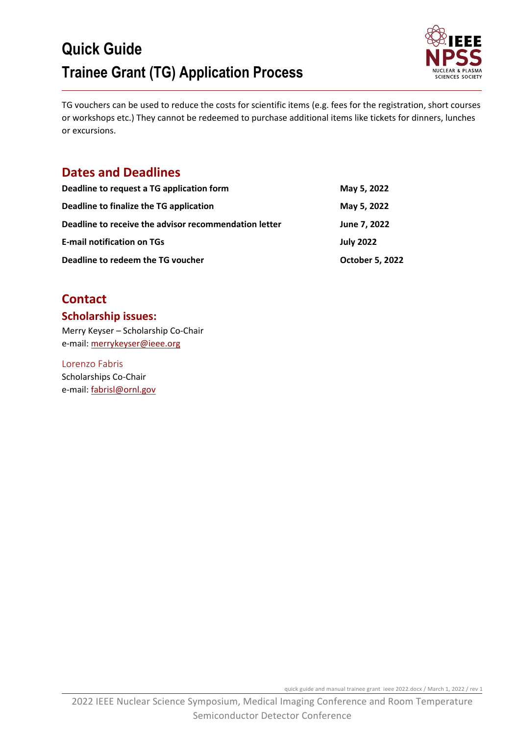# Quick Guide

# Trainee Grant (TG) Application Process

TG vouchers can be used to reduce the costs for scientific items (e.g. fees for the registration, short courses or workshops etc.) They cannot be redeemed to purchase additional items like tickets for dinners, lunches or excursions.

## Dates and Deadlines

| | |
|---|---|
| **Deadline to request a TG application form** | **May 5, 2022** |
| **Deadline to finalize the TG application** | **May 5, 2022** |
| **Deadline to receive the advisor recommendation letter** | **June 7, 2022** |
| **E-mail notification on TGs** | **July 2022** |
| **Deadline to redeem the TG voucher** | **October 5, 2022** |

## Contact

### Scholarship issues:

Merry Keyser – Scholarship Co-Chair
e-mail: merrykeyser@ieee.org

Lorenzo Fabris
Scholarships Co-Chair
e-mail: fabrisl@ornl.gov